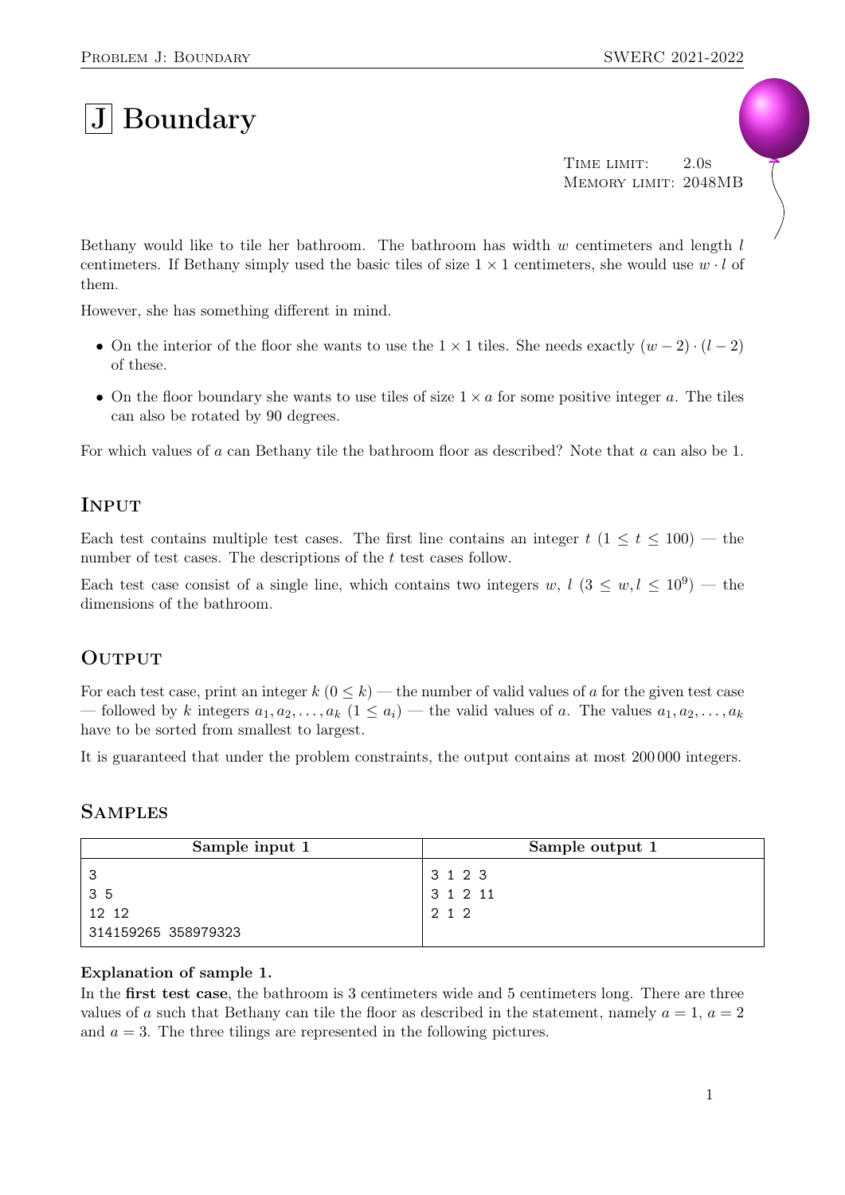# J Boundary

Time limit: 2.0s
Memory limit: 2048MB

Bethany would like to tile her bathroom. The bathroom has width $w$ centimeters and length $l$ centimeters. If Bethany simply used the basic tiles of size $1 \times 1$ centimeters, she would use $w \cdot l$ of them.

However, she has something different in mind.

- On the interior of the floor she wants to use the $1 \times 1$ tiles. She needs exactly $(w-2) \cdot (l-2)$ of these.
- On the floor boundary she wants to use tiles of size $1 \times a$ for some positive integer $a$. The tiles can also be rotated by 90 degrees.

For which values of $a$ can Bethany tile the bathroom floor as described? Note that $a$ can also be 1.

## Input

Each test contains multiple test cases. The first line contains an integer $t$ ($1 \leq t \leq 100$) — the number of test cases. The descriptions of the $t$ test cases follow.

Each test case consist of a single line, which contains two integers $w$, $l$ ($3 \leq w, l \leq 10^9$) — the dimensions of the bathroom.

## Output

For each test case, print an integer $k$ ($0 \leq k$) — the number of valid values of $a$ for the given test case — followed by $k$ integers $a_1, a_2, \ldots, a_k$ ($1 \leq a_i$) — the valid values of $a$. The values $a_1, a_2, \ldots, a_k$ have to be sorted from smallest to largest.

It is guaranteed that under the problem constraints, the output contains at most 200 000 integers.

## Samples

| Sample input 1 | Sample output 1 |
|---|---|
| 3<br>3 5<br>12 12<br>314159265 358979323 | 3 1 2 3<br>3 1 2 11<br>2 1 2 |

**Explanation of sample 1.**

In the **first test case**, the bathroom is 3 centimeters wide and 5 centimeters long. There are three values of $a$ such that Bethany can tile the floor as described in the statement, namely $a = 1$, $a = 2$ and $a = 3$. The three tilings are represented in the following pictures.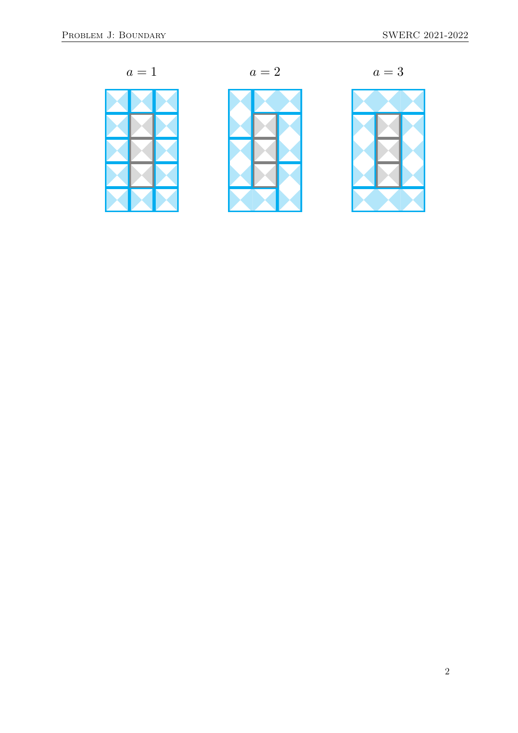$a = 1$

$a = 2$

$a = 3$